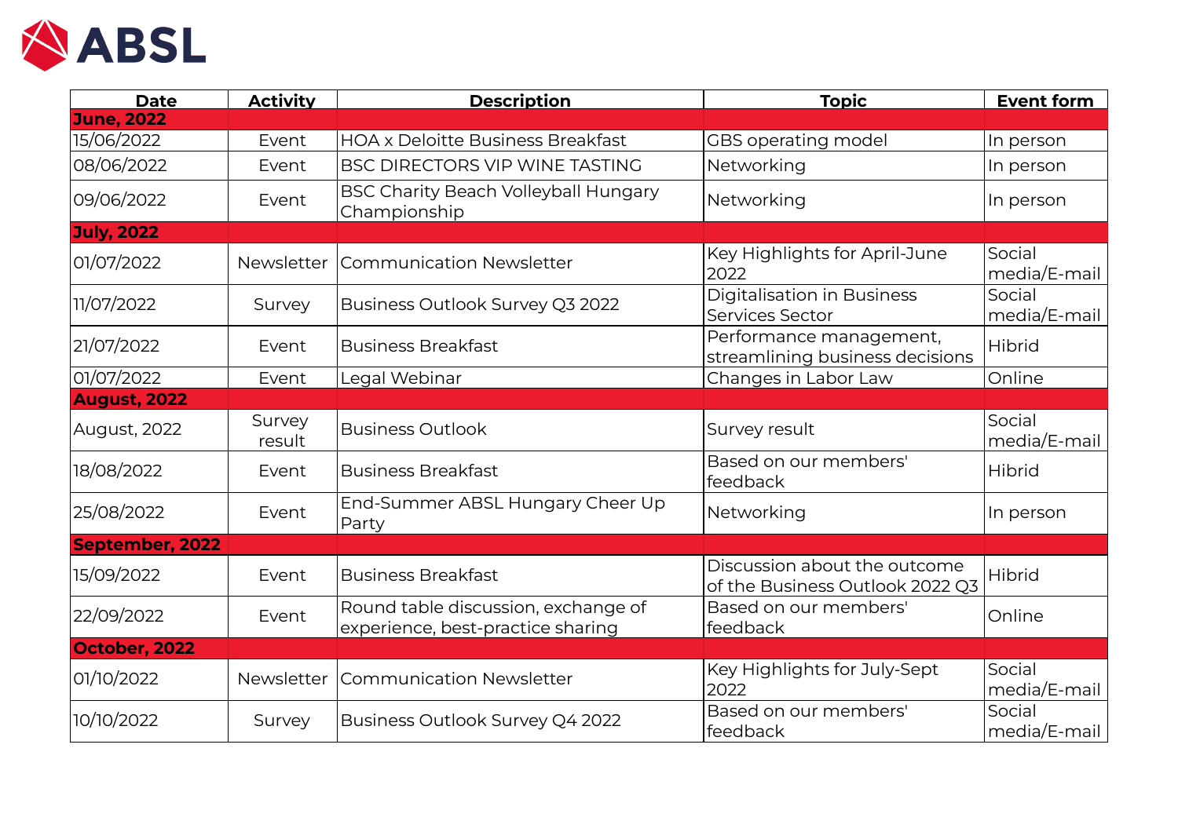# ABSL

| Date | Activity | Description | Topic | Event form |
|---|---|---|---|---|
| **June, 2022** | | | | |
| 15/06/2022 | Event | HOA x Deloitte Business Breakfast | GBS operating model | In person |
| 08/06/2022 | Event | BSC DIRECTORS VIP WINE TASTING | Networking | In person |
| 09/06/2022 | Event | BSC Charity Beach Volleyball Hungary Championship | Networking | In person |
| **July, 2022** | | | | |
| 01/07/2022 | Newsletter | Communication Newsletter | Key Highlights for April-June 2022 | Social media/E-mail |
| 11/07/2022 | Survey | Business Outlook Survey Q3 2022 | Digitalisation in Business Services Sector | Social media/E-mail |
| 21/07/2022 | Event | Business Breakfast | Performance management, streamlining business decisions | Hibrid |
| 01/07/2022 | Event | Legal Webinar | Changes in Labor Law | Online |
| **August, 2022** | | | | |
| August, 2022 | Survey result | Business Outlook | Survey result | Social media/E-mail |
| 18/08/2022 | Event | Business Breakfast | Based on our members' feedback | Hibrid |
| 25/08/2022 | Event | End-Summer ABSL Hungary Cheer Up Party | Networking | In person |
| **September, 2022** | | | | |
| 15/09/2022 | Event | Business Breakfast | Discussion about the outcome of the Business Outlook 2022 Q3 | Hibrid |
| 22/09/2022 | Event | Round table discussion, exchange of experience, best-practice sharing | Based on our members' feedback | Online |
| **October, 2022** | | | | |
| 01/10/2022 | Newsletter | Communication Newsletter | Key Highlights for July-Sept 2022 | Social media/E-mail |
| 10/10/2022 | Survey | Business Outlook Survey Q4 2022 | Based on our members' feedback | Social media/E-mail |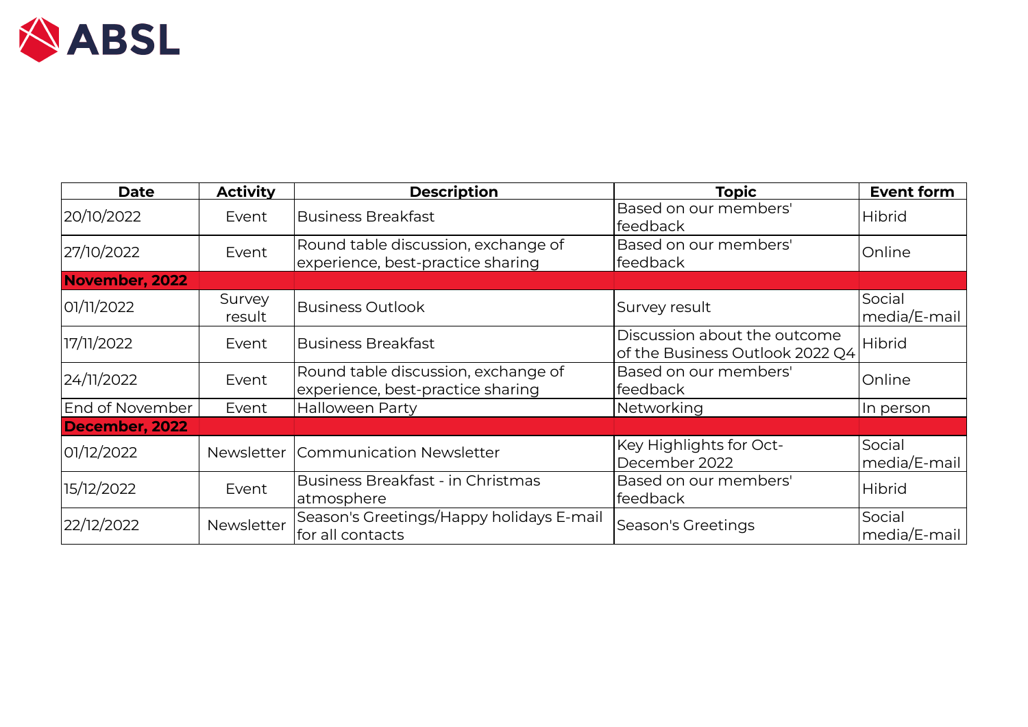ABSL

| Date | Activity | Description | Topic | Event form |
|---|---|---|---|---|
| 20/10/2022 | Event | Business Breakfast | Based on our members' feedback | Hibrid |
| 27/10/2022 | Event | Round table discussion, exchange of experience, best-practice sharing | Based on our members' feedback | Online |
| **November, 2022** | | | | |
| 01/11/2022 | Survey result | Business Outlook | Survey result | Social media/E-mail |
| 17/11/2022 | Event | Business Breakfast | Discussion about the outcome of the Business Outlook 2022 Q4 | Hibrid |
| 24/11/2022 | Event | Round table discussion, exchange of experience, best-practice sharing | Based on our members' feedback | Online |
| End of November | Event | Halloween Party | Networking | In person |
| **December, 2022** | | | | |
| 01/12/2022 | Newsletter | Communication Newsletter | Key Highlights for Oct-December 2022 | Social media/E-mail |
| 15/12/2022 | Event | Business Breakfast - in Christmas atmosphere | Based on our members' feedback | Hibrid |
| 22/12/2022 | Newsletter | Season's Greetings/Happy holidays E-mail for all contacts | Season's Greetings | Social media/E-mail |